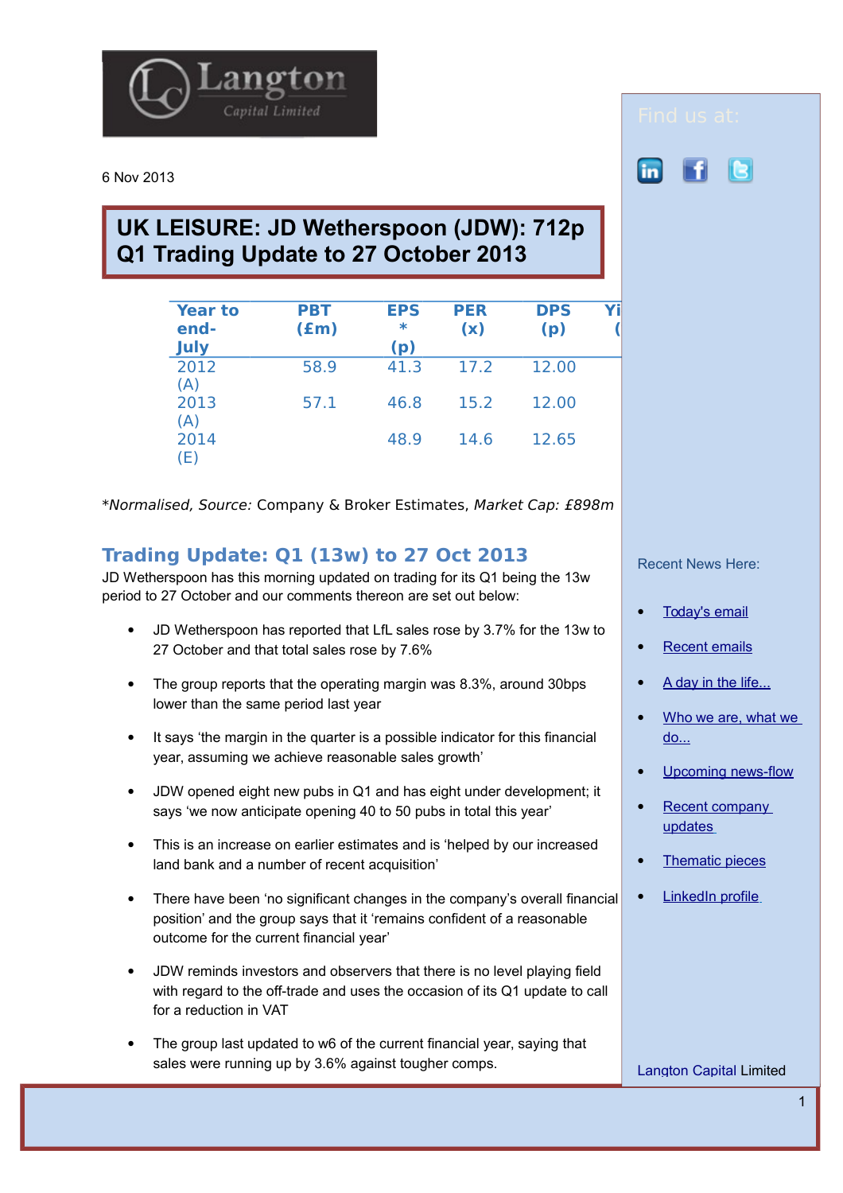Langton Capital Limited

6 Nov 2013

# UK LEISURE: JD Wetherspoon (JDW): 712p Q1 Trading Update to 27 October 2013

| Year to end-July | PBT (£m) | EPS * (p) | PER (x) | DPS (p) | Yi ( |
|---|---|---|---|---|---|
| 2012 (A) | 58.9 | 41.3 | 17.2 | 12.00 | |
| 2013 (A) | 57.1 | 46.8 | 15.2 | 12.00 | |
| 2014 (E) | | 48.9 | 14.6 | 12.65 | |

**Normalised, Source:* Company & Broker Estimates, *Market Cap: £898m*

## Trading Update: Q1 (13w) to 27 Oct 2013

JD Wetherspoon has this morning updated on trading for its Q1 being the 13w period to 27 October and our comments thereon are set out below:

- JD Wetherspoon has reported that LfL sales rose by 3.7% for the 13w to 27 October and that total sales rose by 7.6%
- The group reports that the operating margin was 8.3%, around 30bps lower than the same period last year
- It says 'the margin in the quarter is a possible indicator for this financial year, assuming we achieve reasonable sales growth'
- JDW opened eight new pubs in Q1 and has eight under development; it says 'we now anticipate opening 40 to 50 pubs in total this year'
- This is an increase on earlier estimates and is 'helped by our increased land bank and a number of recent acquisition'
- There have been 'no significant changes in the company's overall financial position' and the group says that it 'remains confident of a reasonable outcome for the current financial year'
- JDW reminds investors and observers that there is no level playing field with regard to the off-trade and uses the occasion of its Q1 update to call for a reduction in VAT
- The group last updated to w6 of the current financial year, saying that sales were running up by 3.6% against tougher comps.

Find us at:

Recent News Here:

- Today's email
- Recent emails
- A day in the life...
- Who we are, what we do...
- Upcoming news-flow
- Recent company updates
- Thematic pieces
- LinkedIn profile

Langton Capital Limited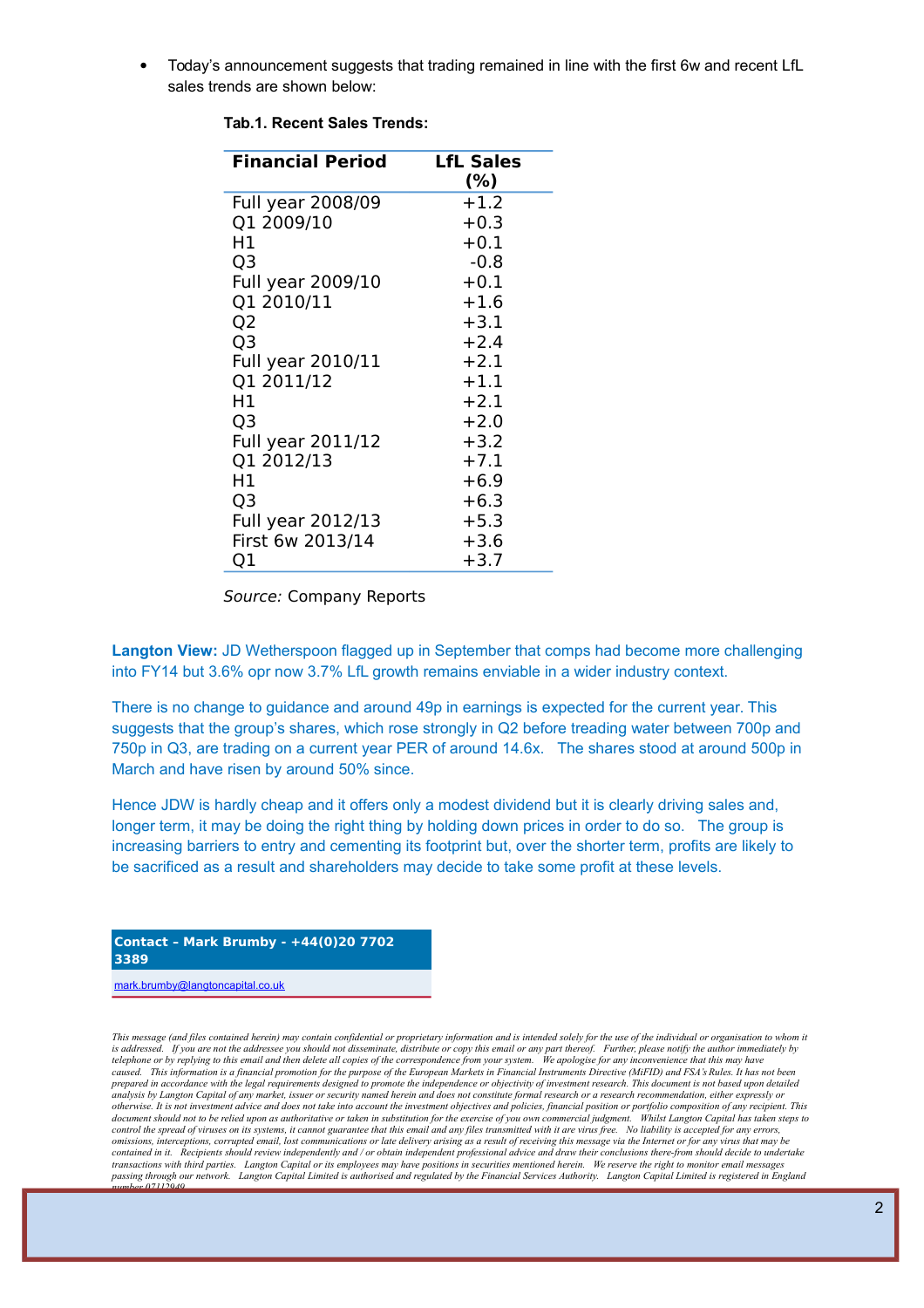- Today's announcement suggests that trading remained in line with the first 6w and recent LfL sales trends are shown below:

**Tab.1. Recent Sales Trends:**

| Financial Period | LfL Sales (%) |
|---|---|
| Full year 2008/09 | +1.2 |
| Q1 2009/10 | +0.3 |
| H1 | +0.1 |
| Q3 | -0.8 |
| Full year 2009/10 | +0.1 |
| Q1 2010/11 | +1.6 |
| Q2 | +3.1 |
| Q3 | +2.4 |
| Full year 2010/11 | +2.1 |
| Q1 2011/12 | +1.1 |
| H1 | +2.1 |
| Q3 | +2.0 |
| Full year 2011/12 | +3.2 |
| Q1 2012/13 | +7.1 |
| H1 | +6.9 |
| Q3 | +6.3 |
| Full year 2012/13 | +5.3 |
| First 6w 2013/14 | +3.6 |
| Q1 | +3.7 |

*Source:* Company Reports

**Langton View:** JD Wetherspoon flagged up in September that comps had become more challenging into FY14 but 3.6% opr now 3.7% LfL growth remains enviable in a wider industry context.

There is no change to guidance and around 49p in earnings is expected for the current year. This suggests that the group's shares, which rose strongly in Q2 before treading water between 700p and 750p in Q3, are trading on a current year PER of around 14.6x. The shares stood at around 500p in March and have risen by around 50% since.

Hence JDW is hardly cheap and it offers only a modest dividend but it is clearly driving sales and, longer term, it may be doing the right thing by holding down prices in order to do so. The group is increasing barriers to entry and cementing its footprint but, over the shorter term, profits are likely to be sacrificed as a result and shareholders may decide to take some profit at these levels.

**Contact – Mark Brumby - +44(0)20 7702 3389**

mark.brumby@langtoncapital.co.uk

*This message (and files contained herein) may contain confidential or proprietary information and is intended solely for the use of the individual or organisation to whom it is addressed. If you are not the addressee you should not disseminate, distribute or copy this email or any part thereof. Further, please notify the author immediately by telephone or by replying to this email and then delete all copies of the correspondence from your system. We apologise for any inconvenience that this may have caused. This information is a financial promotion for the purpose of the European Markets in Financial Instruments Directive (MiFID) and FSA's Rules. It has not been prepared in accordance with the legal requirements designed to promote the independence or objectivity of investment research. This document is not based upon detailed analysis by Langton Capital of any market, issuer or security named herein and does not constitute formal research or a research recommendation, either expressly or otherwise. It is not investment advice and does not take into account the investment objectives and policies, financial position or portfolio composition of any recipient. This document should not to be relied upon as authoritative or taken in substitution for the exercise of you own commercial judgment. Whilst Langton Capital has taken steps to control the spread of viruses on its systems, it cannot guarantee that this email and any files transmitted with it are virus free. No liability is accepted for any errors, omissions, interceptions, corrupted email, lost communications or late delivery arising as a result of receiving this message via the Internet or for any virus that may be contained in it. Recipients should review independently and / or obtain independent professional advice and draw their conclusions there-from should decide to undertake transactions with third parties. Langton Capital or its employees may have positions in securities mentioned herein. We reserve the right to monitor email messages passing through our network. Langton Capital Limited is authorised and regulated by the Financial Services Authority. Langton Capital Limited is registered in England number 07112949*